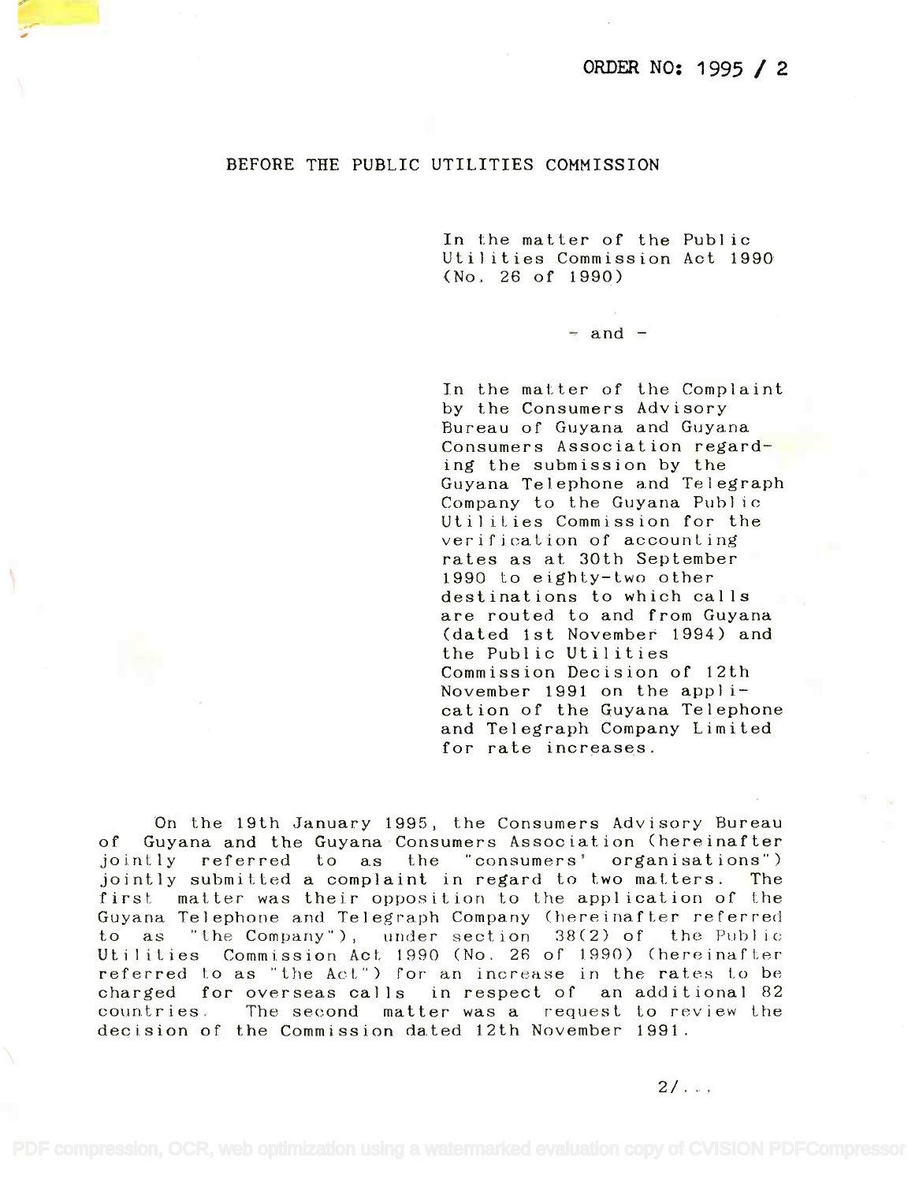ORDER NO: 1995 / 2

BEFORE THE PUBLIC UTILITIES COMMISSION

In the matter of the Public Utilities Commission Act 1990 (No. 26 of 1990)

\- and -

In the matter of the Complaint by the Consumers Advisory Bureau of Guyana and Guyana Consumers Association regarding the submission by the Guyana Telephone and Telegraph Company to the Guyana Public Utilities Commission for the verification of accounting rates as at 30th September 1990 to eighty-two other destinations to which calls are routed to and from Guyana (dated 1st November 1994) and the Public Utilities Commission Decision of 12th November 1991 on the application of the Guyana Telephone and Telegraph Company Limited for rate increases.

On the 19th January 1995, the Consumers Advisory Bureau of Guyana and the Guyana Consumers Association (hereinafter jointly referred to as the "consumers' organisations") jointly submitted a complaint in regard to two matters. The first matter was their opposition to the application of the Guyana Telephone and Telegraph Company (hereinafter referred to as "the Company"), under section 38(2) of the Public Utilities Commission Act 1990 (No. 26 of 1990) (hereinafter referred to as "the Act") for an increase in the rates to be charged for overseas calls in respect of an additional 82 countries. The second matter was a request to review the decision of the Commission dated 12th November 1991.

2/...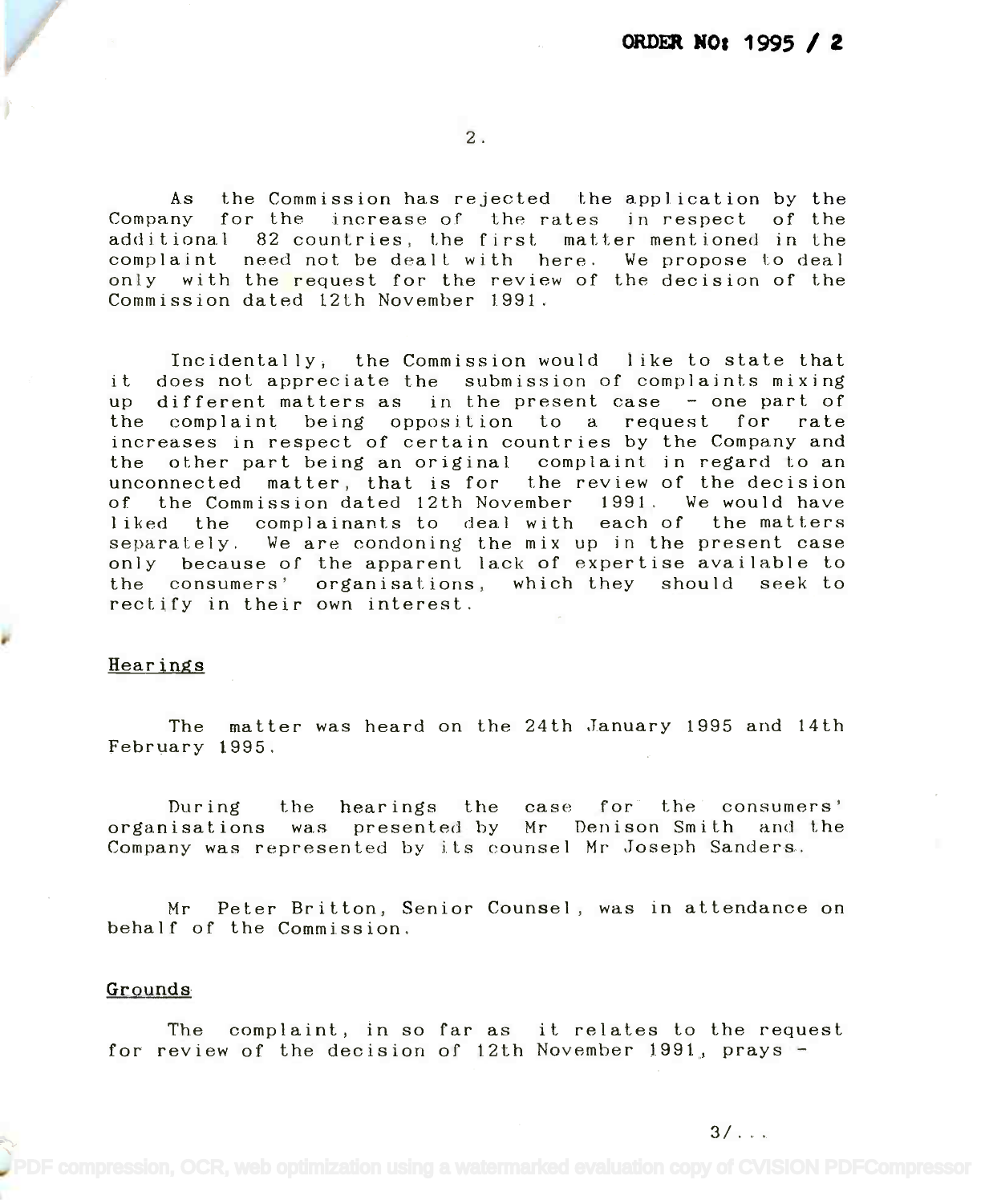As the Commission has rejected the application by the Company for the increase of the rates in respect of the additional 82 countries, the first matter mentioned in the complaint need not be dealt with here. We propose to deal only with the request for the review of the decision of the Commission dated 12th November 1991.

Incidentally, the Commission would like to state that it does not appreciate the submission of complaints mixing up different matters as in the present case - one part of the complaint being opposition to a request for rate increases in respect of certain countries by the Company and the other part being an original complaint in regard to an unconnected matter, that is for the review of the decision of the Commission dated 12th November 1991. We would have liked the complainants to deal with each of the matters separately. We are condoning the mix up in the present case only because of the apparent lack of expertise available to the consumers' organisations, which they should seek to rectify in their own interest.

## Hearings

The matter was heard on the 24th January 1995 and 14th February 1995.

During the hearings the case for the consumers' organisations was presented by Mr Denison Smith and the Company was represented by its counsel Mr Joseph Sanders.

Mr Peter Britton, Senior Counsel, was in attendance on behalf of the Commission.

## Grounds

The complaint, in so far as it relates to the request for review of the decision of 12th November 1991, prays -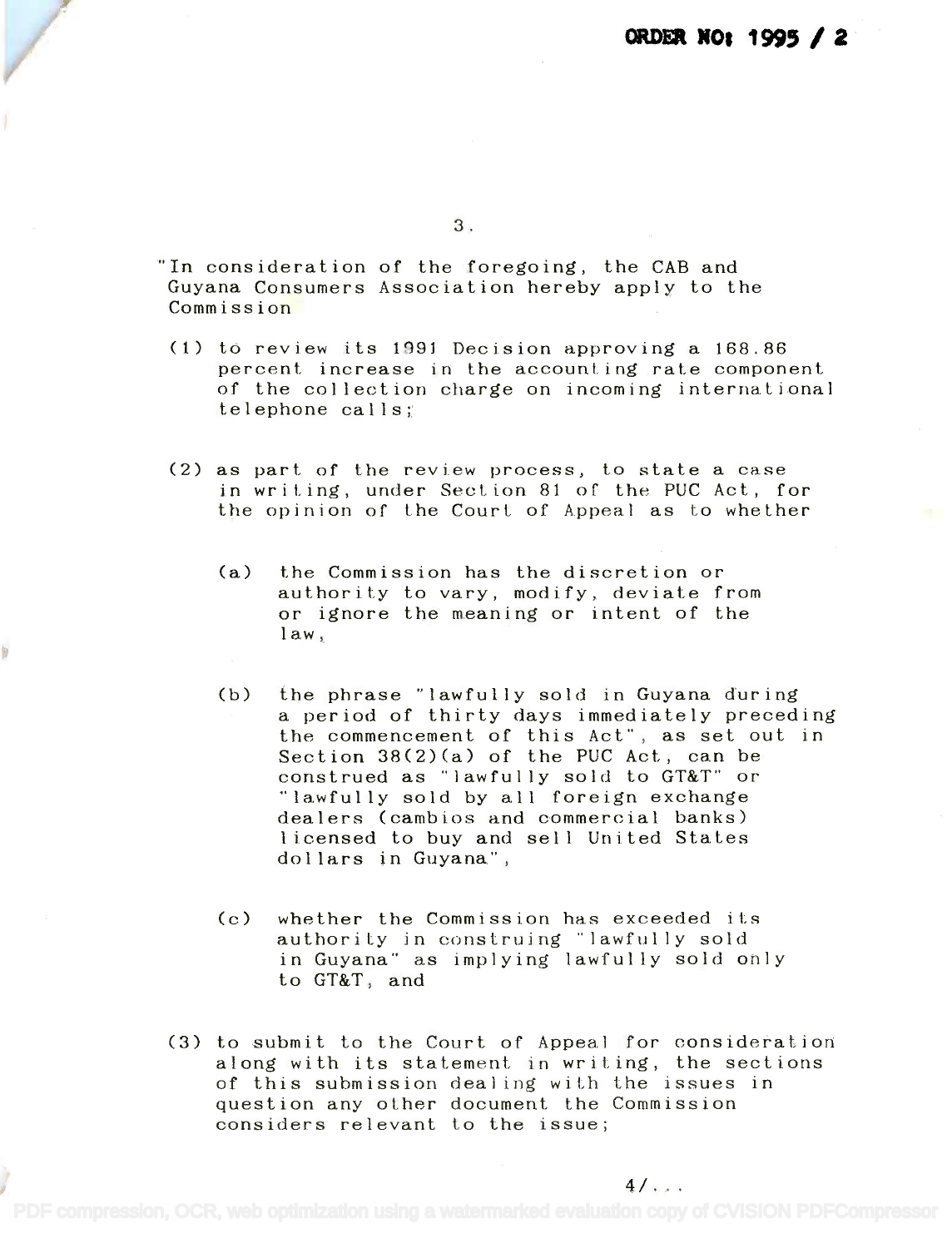"In consideration of the foregoing, the CAB and Guyana Consumers Association hereby apply to the Commission

(1) to review its 1991 Decision approving a 168.86 percent increase in the accounting rate component of the collection charge on incoming international telephone calls;

(2) as part of the review process, to state a case in writing, under Section 81 of the PUC Act, for the opinion of the Court of Appeal as to whether

(a) the Commission has the discretion or authority to vary, modify, deviate from or ignore the meaning or intent of the law,

(b) the phrase "lawfully sold in Guyana during a period of thirty days immediately preceding the commencement of this Act", as set out in Section 38(2)(a) of the PUC Act, can be construed as "lawfully sold to GT&T" or "lawfully sold by all foreign exchange dealers (cambios and commercial banks) licensed to buy and sell United States dollars in Guyana",

(c) whether the Commission has exceeded its authority in construing "lawfully sold in Guyana" as implying lawfully sold only to GT&T, and

(3) to submit to the Court of Appeal for consideration along with its statement in writing, the sections of this submission dealing with the issues in question any other document the Commission considers relevant to the issue;

4/...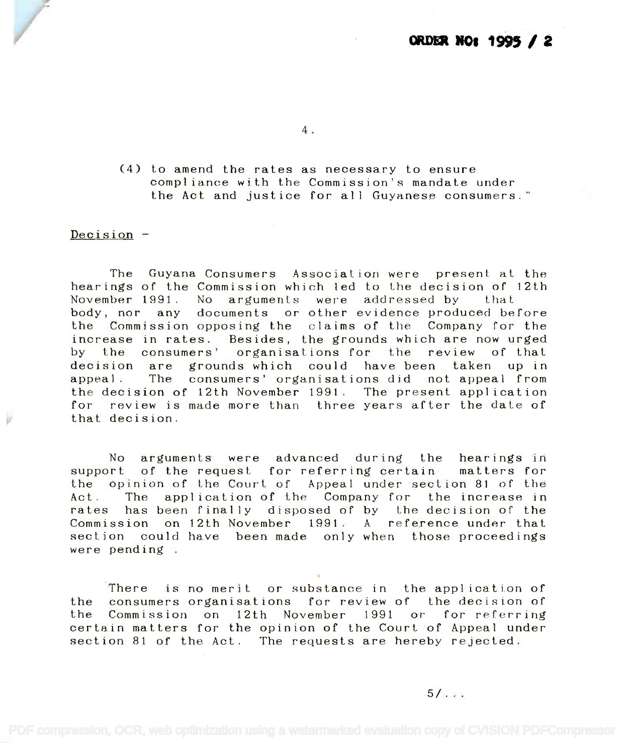(4) to amend the rates as necessary to ensure compliance with the Commission's mandate under the Act and justice for all Guyanese consumers."

Decision -

The Guyana Consumers Association were present at the hearings of the Commission which led to the decision of 12th November 1991. No arguments were addressed by that body, nor any documents or other evidence produced before the Commission opposing the claims of the Company for the increase in rates. Besides, the grounds which are now urged by the consumers' organisations for the review of that decision are grounds which could have been taken up in appeal. The consumers' organisations did not appeal from the decision of 12th November 1991. The present application for review is made more than three years after the date of that decision.

No arguments were advanced during the hearings in support of the request for referring certain matters for the opinion of the Court of Appeal under section 81 of the Act. The application of the Company for the increase in rates has been finally disposed of by the decision of the Commission on 12th November 1991. A reference under that section could have been made only when those proceedings were pending.

There is no merit or substance in the application of the consumers organisations for review of the decision of the Commission on 12th November 1991 or for referring certain matters for the opinion of the Court of Appeal under section 81 of the Act. The requests are hereby rejected.

5/...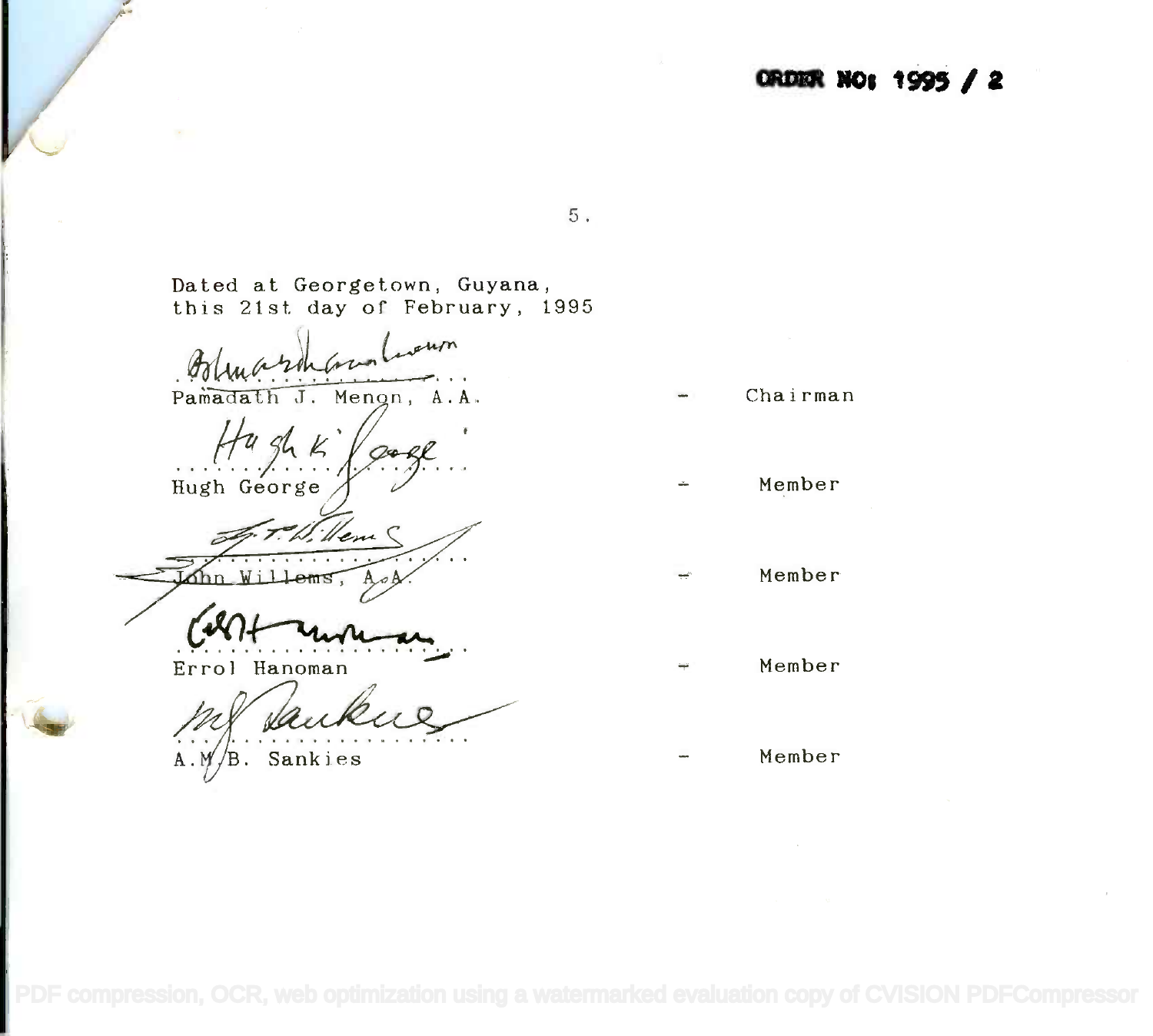ORDER NO: 1995 / 2

Dated at Georgetown, Guyana,
this 21st day of February, 1995

| | | |
|---|---|---|
| Pamadath J. Menon, A.A. | - | Chairman |
| Hugh George | - | Member |
| John Willems, A.A. | - | Member |
| Errol Hanoman | - | Member |
| A.M.B. Sankies | - | Member |